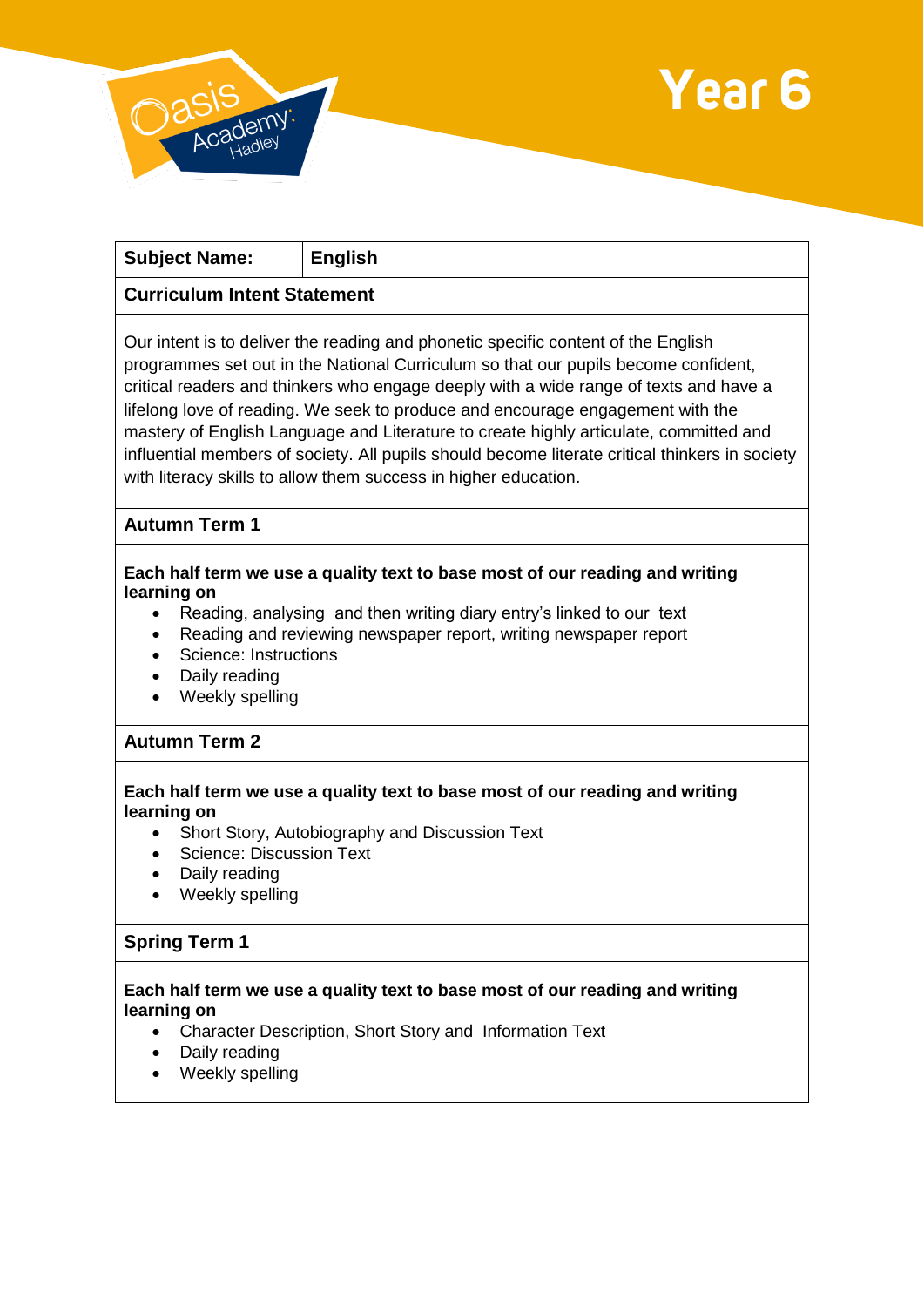Oasis Academy Hadley

# Year 6

| **Subject Name:** | **English** |
|---|---|

**Curriculum Intent Statement**

Our intent is to deliver the reading and phonetic specific content of the English programmes set out in the National Curriculum so that our pupils become confident, critical readers and thinkers who engage deeply with a wide range of texts and have a lifelong love of reading. We seek to produce and encourage engagement with the mastery of English Language and Literature to create highly articulate, committed and influential members of society. All pupils should become literate critical thinkers in society with literacy skills to allow them success in higher education.

**Autumn Term 1**

**Each half term we use a quality text to base most of our reading and writing learning on**

- Reading, analysing and then writing diary entry's linked to our text
- Reading and reviewing newspaper report, writing newspaper report
- Science: Instructions
- Daily reading
- Weekly spelling

**Autumn Term 2**

**Each half term we use a quality text to base most of our reading and writing learning on**

- Short Story, Autobiography and Discussion Text
- Science: Discussion Text
- Daily reading
- Weekly spelling

**Spring Term 1**

**Each half term we use a quality text to base most of our reading and writing learning on**

- Character Description, Short Story and Information Text
- Daily reading
- Weekly spelling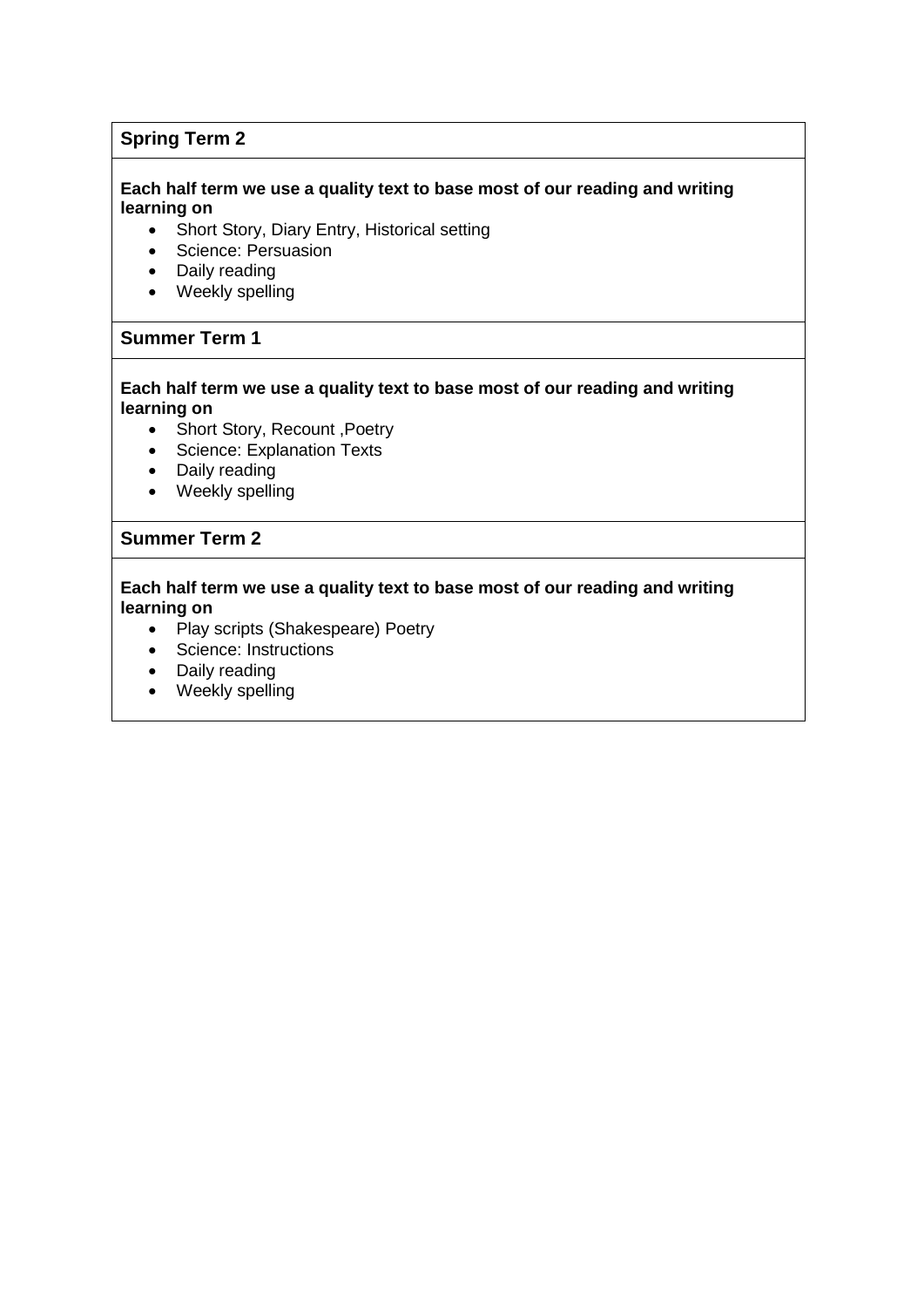## Spring Term 2

**Each half term we use a quality text to base most of our reading and writing learning on**

- Short Story, Diary Entry, Historical setting
- Science: Persuasion
- Daily reading
- Weekly spelling

## Summer Term 1

**Each half term we use a quality text to base most of our reading and writing learning on**

- Short Story, Recount ,Poetry
- Science: Explanation Texts
- Daily reading
- Weekly spelling

## Summer Term 2

**Each half term we use a quality text to base most of our reading and writing learning on**

- Play scripts (Shakespeare) Poetry
- Science: Instructions
- Daily reading
- Weekly spelling